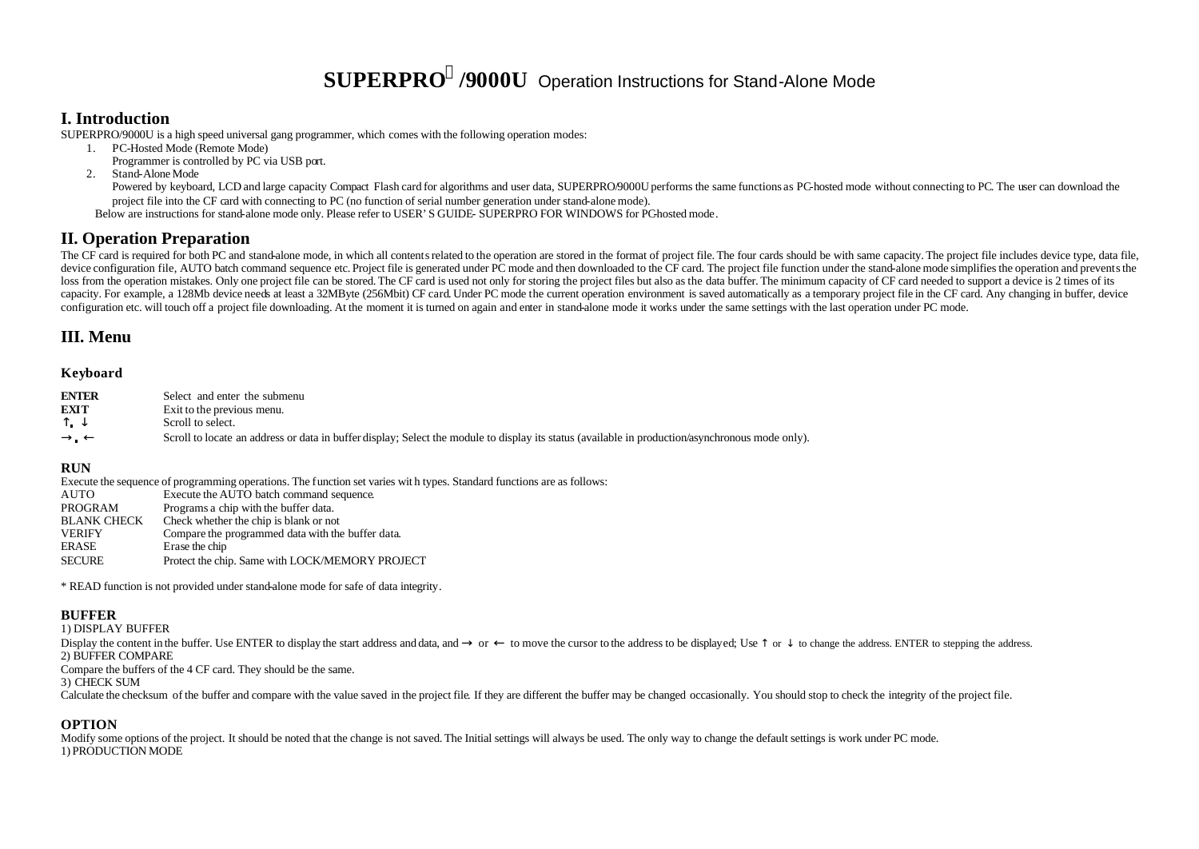# SUPERPRO/9000U Operation Instructions for Stand-Alone Mode

## I. Introduction

SUPERPRO/9000U is a high speed universal gang programmer, which comes with the following operation modes:

1. PC-Hosted Mode (Remote Mode)
   Programmer is controlled by PC via USB port.
2. Stand-Alone Mode
   Powered by keyboard, LCD and large capacity Compact Flash card for algorithms and user data, SUPERPRO/9000U performs the same functions as PC-hosted mode without connecting to PC. The user can download the project file into the CF card with connecting to PC (no function of serial number generation under stand-alone mode).

Below are instructions for stand-alone mode only. Please refer to USER' S GUIDE- SUPERPRO FOR WINDOWS for PC-hosted mode.

## II. Operation Preparation

The CF card is required for both PC and stand-alone mode, in which all contents related to the operation are stored in the format of project file. The four cards should be with same capacity. The project file includes device type, data file, device configuration file, AUTO batch command sequence etc. Project file is generated under PC mode and then downloaded to the CF card. The project file function under the stand-alone mode simplifies the operation and prevents the loss from the operation mistakes. Only one project file can be stored. The CF card is used not only for storing the project files but also as the data buffer. The minimum capacity of CF card needed to support a device is 2 times of its capacity. For example, a 128Mb device needs at least a 32MByte (256Mbit) CF card. Under PC mode the current operation environment is saved automatically as a temporary project file in the CF card. Any changing in buffer, device configuration etc. will touch off a project file downloading. At the moment it is turned on again and enter in stand-alone mode it works under the same settings with the last operation under PC mode.

## III. Menu

### Keyboard

| | |
|---|---|
| **ENTER** | Select and enter the submenu |
| **EXIT** | Exit to the previous menu. |
| ↑, ↓ | Scroll to select. |
| →, ← | Scroll to locate an address or data in buffer display; Select the module to display its status (available in production/asynchronous mode only). |

### RUN

Execute the sequence of programming operations. The function set varies with types. Standard functions are as follows:

| | |
|---|---|
| AUTO | Execute the AUTO batch command sequence. |
| PROGRAM | Programs a chip with the buffer data. |
| BLANK CHECK | Check whether the chip is blank or not |
| VERIFY | Compare the programmed data with the buffer data. |
| ERASE | Erase the chip |
| SECURE | Protect the chip. Same with LOCK/MEMORY PROJECT |

* READ function is not provided under stand-alone mode for safe of data integrity.

### BUFFER

1) DISPLAY BUFFER

Display the content in the buffer. Use ENTER to display the start address and data, and → or ← to move the cursor to the address to be displayed; Use ↑ or ↓ to change the address. ENTER to stepping the address.

2) BUFFER COMPARE

Compare the buffers of the 4 CF card. They should be the same.

3) CHECK SUM

Calculate the checksum of the buffer and compare with the value saved in the project file. If they are different the buffer may be changed occasionally. You should stop to check the integrity of the project file.

### OPTION

Modify some options of the project. It should be noted that the change is not saved. The Initial settings will always be used. The only way to change the default settings is work under PC mode.

1) PRODUCTION MODE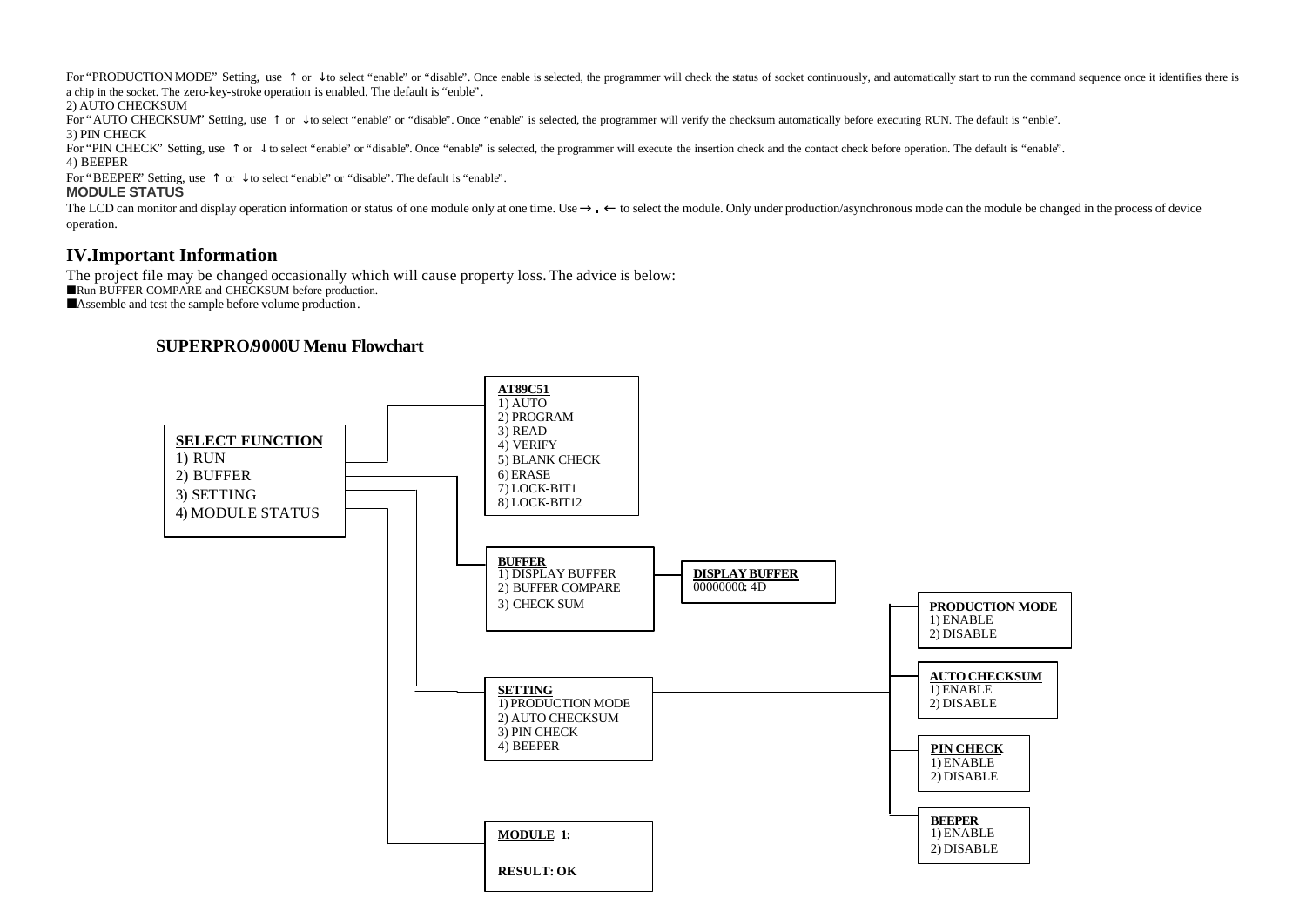For "PRODUCTION MODE" Setting, use ↑ or ↓to select "enable" or "disable". Once enable is selected, the programmer will check the status of socket continuously, and automatically start to run the command sequence once it identifies there is a chip in the socket. The zero-key-stroke operation is enabled. The default is "enble".

2) AUTO CHECKSUM

For "AUTO CHECKSUM" Setting, use ↑ or ↓to select "enable" or "disable". Once "enable" is selected, the programmer will verify the checksum automatically before executing RUN. The default is "enble".

3) PIN CHECK

For "PIN CHECK" Setting, use ↑ or ↓to select "enable" or "disable". Once "enable" is selected, the programmer will execute the insertion check and the contact check before operation. The default is "enable".

4) BEEPER

For "BEEPER" Setting, use ↑ or ↓to select "enable" or "disable". The default is "enable".

**MODULE STATUS**

The LCD can monitor and display operation information or status of one module only at one time. Use → , ← to select the module. Only under production/asynchronous mode can the module be changed in the process of device operation.

## IV.Important Information

The project file may be changed occasionally which will cause property loss. The advice is below:

■Run BUFFER COMPARE and CHECKSUM before production.

■Assemble and test the sample before volume production.

### SUPERPRO/9000U Menu Flowchart

**SELECT FUNCTION**
1) RUN
2) BUFFER
3) SETTING
4) MODULE STATUS

**AT89C51**
1) AUTO
2) PROGRAM
3) READ
4) VERIFY
5) BLANK CHECK
6) ERASE
7) LOCK-BIT1
8) LOCK-BIT12

**BUFFER**
1) DISPLAY BUFFER
2) BUFFER COMPARE
3) CHECK SUM

**DISPLAY BUFFER**
00000000: 4D

**SETTING**
1) PRODUCTION MODE
2) AUTO CHECKSUM
3) PIN CHECK
4) BEEPER

**PRODUCTION MODE**
1) ENABLE
2) DISABLE

**AUTO CHECKSUM**
1) ENABLE
2) DISABLE

**PIN CHECK**
1) ENABLE
2) DISABLE

**BEEPER**
1) ENABLE
2) DISABLE

**MODULE 1:**

**RESULT: OK**